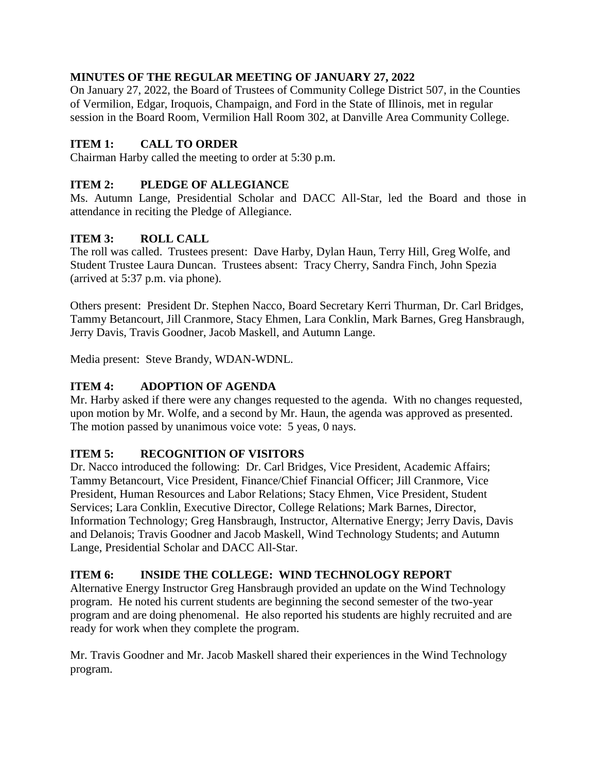## MINUTES OF THE REGULAR MEETING OF JANUARY 27, 2022

On January 27, 2022, the Board of Trustees of Community College District 507, in the Counties of Vermilion, Edgar, Iroquois, Champaign, and Ford in the State of Illinois, met in regular session in the Board Room, Vermilion Hall Room 302, at Danville Area Community College.

### ITEM 1: CALL TO ORDER

Chairman Harby called the meeting to order at 5:30 p.m.

### ITEM 2: PLEDGE OF ALLEGIANCE

Ms. Autumn Lange, Presidential Scholar and DACC All-Star, led the Board and those in attendance in reciting the Pledge of Allegiance.

### ITEM 3: ROLL CALL

The roll was called. Trustees present: Dave Harby, Dylan Haun, Terry Hill, Greg Wolfe, and Student Trustee Laura Duncan. Trustees absent: Tracy Cherry, Sandra Finch, John Spezia (arrived at 5:37 p.m. via phone).

Others present: President Dr. Stephen Nacco, Board Secretary Kerri Thurman, Dr. Carl Bridges, Tammy Betancourt, Jill Cranmore, Stacy Ehmen, Lara Conklin, Mark Barnes, Greg Hansbraugh, Jerry Davis, Travis Goodner, Jacob Maskell, and Autumn Lange.

Media present: Steve Brandy, WDAN-WDNL.

### ITEM 4: ADOPTION OF AGENDA

Mr. Harby asked if there were any changes requested to the agenda. With no changes requested, upon motion by Mr. Wolfe, and a second by Mr. Haun, the agenda was approved as presented. The motion passed by unanimous voice vote: 5 yeas, 0 nays.

### ITEM 5: RECOGNITION OF VISITORS

Dr. Nacco introduced the following: Dr. Carl Bridges, Vice President, Academic Affairs; Tammy Betancourt, Vice President, Finance/Chief Financial Officer; Jill Cranmore, Vice President, Human Resources and Labor Relations; Stacy Ehmen, Vice President, Student Services; Lara Conklin, Executive Director, College Relations; Mark Barnes, Director, Information Technology; Greg Hansbraugh, Instructor, Alternative Energy; Jerry Davis, Davis and Delanois; Travis Goodner and Jacob Maskell, Wind Technology Students; and Autumn Lange, Presidential Scholar and DACC All-Star.

### ITEM 6: INSIDE THE COLLEGE: WIND TECHNOLOGY REPORT

Alternative Energy Instructor Greg Hansbraugh provided an update on the Wind Technology program. He noted his current students are beginning the second semester of the two-year program and are doing phenomenal. He also reported his students are highly recruited and are ready for work when they complete the program.

Mr. Travis Goodner and Mr. Jacob Maskell shared their experiences in the Wind Technology program.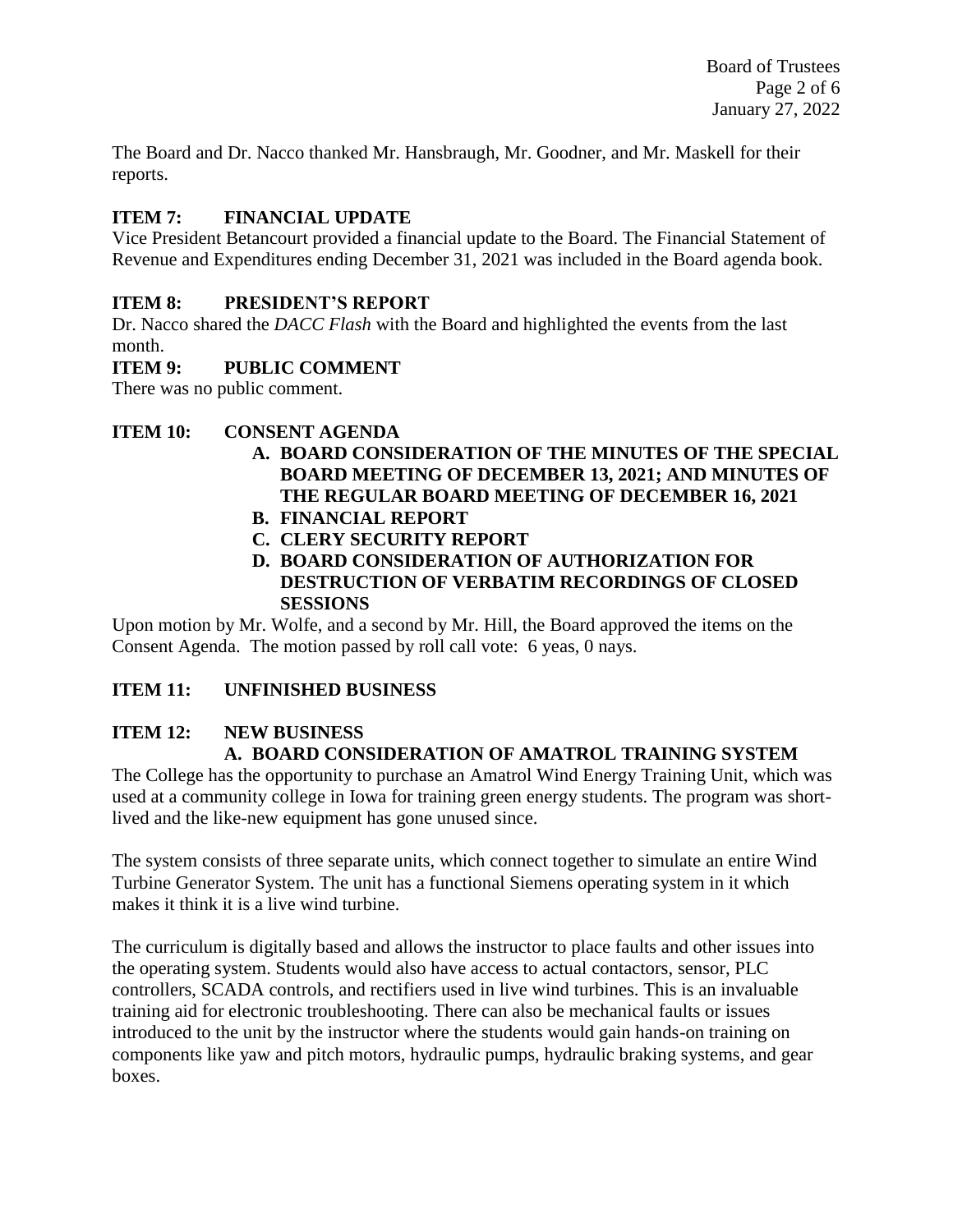The Board and Dr. Nacco thanked Mr. Hansbraugh, Mr. Goodner, and Mr. Maskell for their reports.

**ITEM 7: FINANCIAL UPDATE**

Vice President Betancourt provided a financial update to the Board. The Financial Statement of Revenue and Expenditures ending December 31, 2021 was included in the Board agenda book.

**ITEM 8: PRESIDENT'S REPORT**

Dr. Nacco shared the *DACC Flash* with the Board and highlighted the events from the last month.

**ITEM 9: PUBLIC COMMENT**

There was no public comment.

**ITEM 10: CONSENT AGENDA**

- **A. BOARD CONSIDERATION OF THE MINUTES OF THE SPECIAL BOARD MEETING OF DECEMBER 13, 2021; AND MINUTES OF THE REGULAR BOARD MEETING OF DECEMBER 16, 2021**
- **B. FINANCIAL REPORT**
- **C. CLERY SECURITY REPORT**
- **D. BOARD CONSIDERATION OF AUTHORIZATION FOR DESTRUCTION OF VERBATIM RECORDINGS OF CLOSED SESSIONS**

Upon motion by Mr. Wolfe, and a second by Mr. Hill, the Board approved the items on the Consent Agenda. The motion passed by roll call vote: 6 yeas, 0 nays.

**ITEM 11: UNFINISHED BUSINESS**

**ITEM 12: NEW BUSINESS**

**A. BOARD CONSIDERATION OF AMATROL TRAINING SYSTEM**

The College has the opportunity to purchase an Amatrol Wind Energy Training Unit, which was used at a community college in Iowa for training green energy students. The program was short-lived and the like-new equipment has gone unused since.

The system consists of three separate units, which connect together to simulate an entire Wind Turbine Generator System. The unit has a functional Siemens operating system in it which makes it think it is a live wind turbine.

The curriculum is digitally based and allows the instructor to place faults and other issues into the operating system. Students would also have access to actual contactors, sensor, PLC controllers, SCADA controls, and rectifiers used in live wind turbines. This is an invaluable training aid for electronic troubleshooting. There can also be mechanical faults or issues introduced to the unit by the instructor where the students would gain hands-on training on components like yaw and pitch motors, hydraulic pumps, hydraulic braking systems, and gear boxes.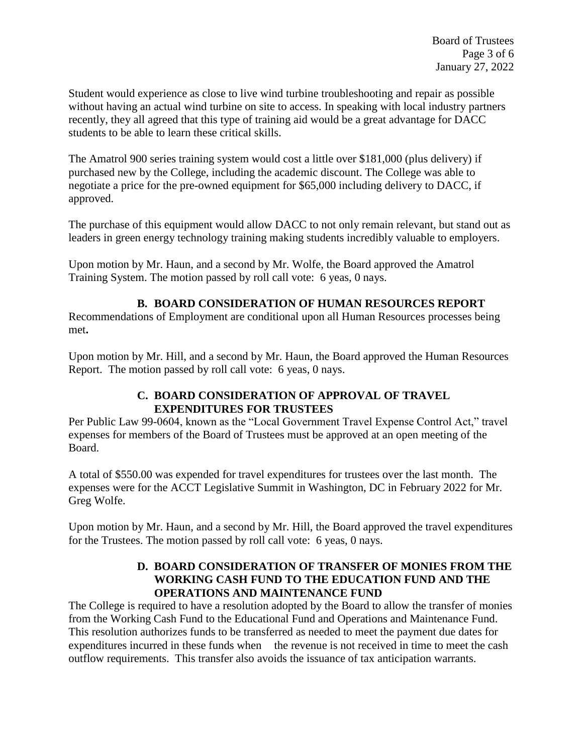Student would experience as close to live wind turbine troubleshooting and repair as possible without having an actual wind turbine on site to access. In speaking with local industry partners recently, they all agreed that this type of training aid would be a great advantage for DACC students to be able to learn these critical skills.

The Amatrol 900 series training system would cost a little over $181,000 (plus delivery) if purchased new by the College, including the academic discount. The College was able to negotiate a price for the pre-owned equipment for $65,000 including delivery to DACC, if approved.

The purchase of this equipment would allow DACC to not only remain relevant, but stand out as leaders in green energy technology training making students incredibly valuable to employers.

Upon motion by Mr. Haun, and a second by Mr. Wolfe, the Board approved the Amatrol Training System. The motion passed by roll call vote: 6 yeas, 0 nays.

### B. BOARD CONSIDERATION OF HUMAN RESOURCES REPORT

Recommendations of Employment are conditional upon all Human Resources processes being met**.**

Upon motion by Mr. Hill, and a second by Mr. Haun, the Board approved the Human Resources Report. The motion passed by roll call vote: 6 yeas, 0 nays.

### C. BOARD CONSIDERATION OF APPROVAL OF TRAVEL EXPENDITURES FOR TRUSTEES

Per Public Law 99-0604, known as the "Local Government Travel Expense Control Act," travel expenses for members of the Board of Trustees must be approved at an open meeting of the Board.

A total of $550.00 was expended for travel expenditures for trustees over the last month. The expenses were for the ACCT Legislative Summit in Washington, DC in February 2022 for Mr. Greg Wolfe.

Upon motion by Mr. Haun, and a second by Mr. Hill, the Board approved the travel expenditures for the Trustees. The motion passed by roll call vote: 6 yeas, 0 nays.

### D. BOARD CONSIDERATION OF TRANSFER OF MONIES FROM THE WORKING CASH FUND TO THE EDUCATION FUND AND THE OPERATIONS AND MAINTENANCE FUND

The College is required to have a resolution adopted by the Board to allow the transfer of monies from the Working Cash Fund to the Educational Fund and Operations and Maintenance Fund. This resolution authorizes funds to be transferred as needed to meet the payment due dates for expenditures incurred in these funds when the revenue is not received in time to meet the cash outflow requirements. This transfer also avoids the issuance of tax anticipation warrants.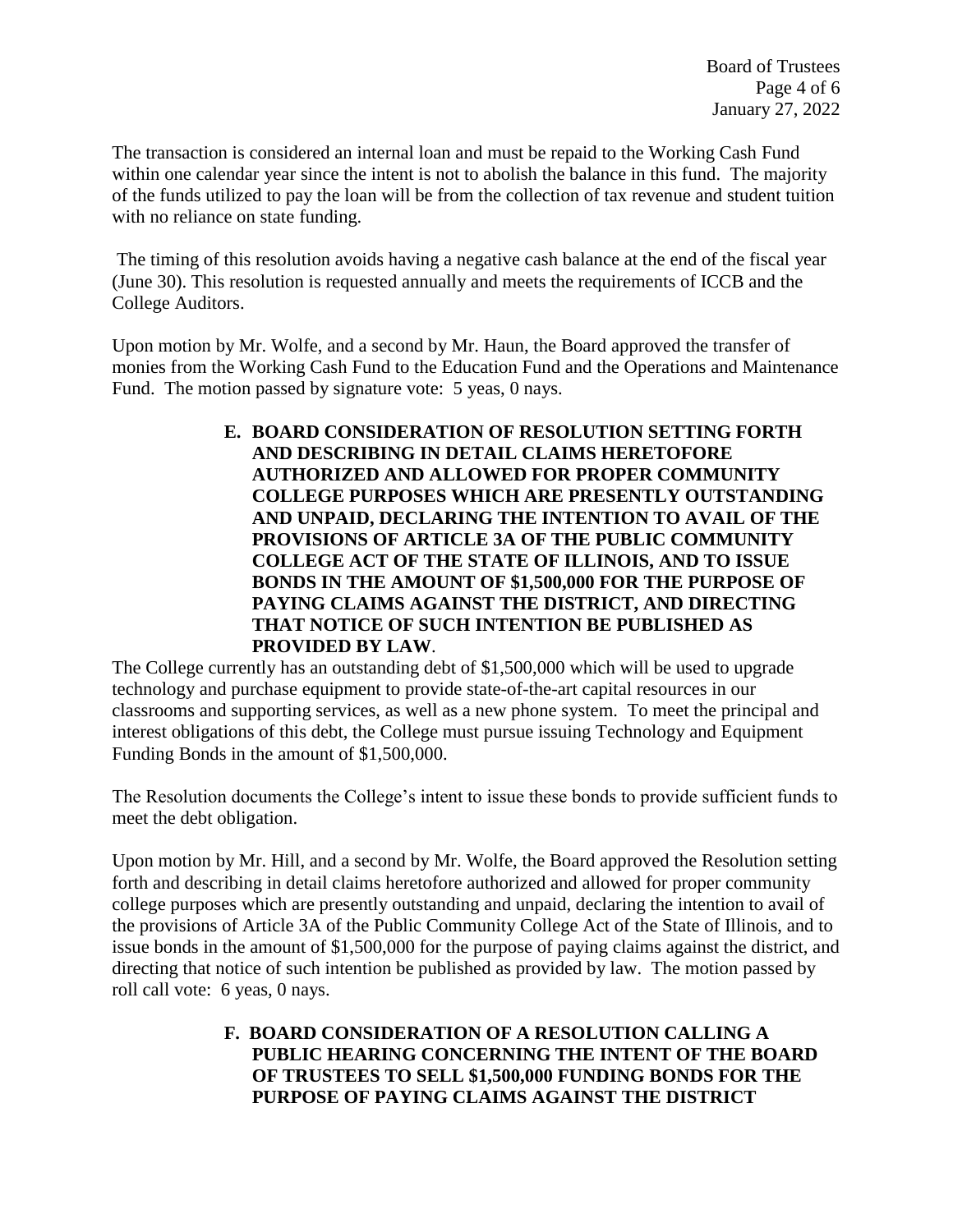The transaction is considered an internal loan and must be repaid to the Working Cash Fund within one calendar year since the intent is not to abolish the balance in this fund. The majority of the funds utilized to pay the loan will be from the collection of tax revenue and student tuition with no reliance on state funding.

The timing of this resolution avoids having a negative cash balance at the end of the fiscal year (June 30). This resolution is requested annually and meets the requirements of ICCB and the College Auditors.

Upon motion by Mr. Wolfe, and a second by Mr. Haun, the Board approved the transfer of monies from the Working Cash Fund to the Education Fund and the Operations and Maintenance Fund. The motion passed by signature vote: 5 yeas, 0 nays.

**E. BOARD CONSIDERATION OF RESOLUTION SETTING FORTH AND DESCRIBING IN DETAIL CLAIMS HERETOFORE AUTHORIZED AND ALLOWED FOR PROPER COMMUNITY COLLEGE PURPOSES WHICH ARE PRESENTLY OUTSTANDING AND UNPAID, DECLARING THE INTENTION TO AVAIL OF THE PROVISIONS OF ARTICLE 3A OF THE PUBLIC COMMUNITY COLLEGE ACT OF THE STATE OF ILLINOIS, AND TO ISSUE BONDS IN THE AMOUNT OF $1,500,000 FOR THE PURPOSE OF PAYING CLAIMS AGAINST THE DISTRICT, AND DIRECTING THAT NOTICE OF SUCH INTENTION BE PUBLISHED AS PROVIDED BY LAW**.

The College currently has an outstanding debt of $1,500,000 which will be used to upgrade technology and purchase equipment to provide state-of-the-art capital resources in our classrooms and supporting services, as well as a new phone system. To meet the principal and interest obligations of this debt, the College must pursue issuing Technology and Equipment Funding Bonds in the amount of $1,500,000.

The Resolution documents the College's intent to issue these bonds to provide sufficient funds to meet the debt obligation.

Upon motion by Mr. Hill, and a second by Mr. Wolfe, the Board approved the Resolution setting forth and describing in detail claims heretofore authorized and allowed for proper community college purposes which are presently outstanding and unpaid, declaring the intention to avail of the provisions of Article 3A of the Public Community College Act of the State of Illinois, and to issue bonds in the amount of $1,500,000 for the purpose of paying claims against the district, and directing that notice of such intention be published as provided by law. The motion passed by roll call vote: 6 yeas, 0 nays.

**F. BOARD CONSIDERATION OF A RESOLUTION CALLING A PUBLIC HEARING CONCERNING THE INTENT OF THE BOARD OF TRUSTEES TO SELL $1,500,000 FUNDING BONDS FOR THE PURPOSE OF PAYING CLAIMS AGAINST THE DISTRICT**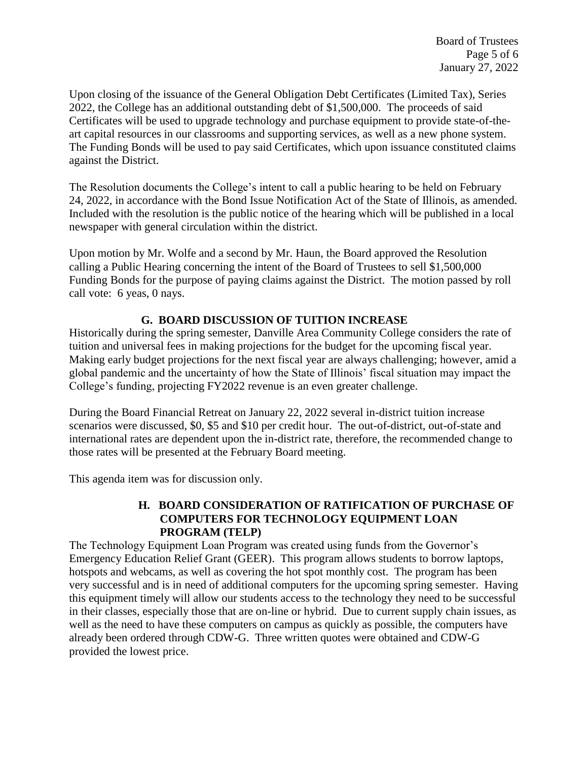Upon closing of the issuance of the General Obligation Debt Certificates (Limited Tax), Series 2022, the College has an additional outstanding debt of $1,500,000. The proceeds of said Certificates will be used to upgrade technology and purchase equipment to provide state-of-the-art capital resources in our classrooms and supporting services, as well as a new phone system. The Funding Bonds will be used to pay said Certificates, which upon issuance constituted claims against the District.

The Resolution documents the College's intent to call a public hearing to be held on February 24, 2022, in accordance with the Bond Issue Notification Act of the State of Illinois, as amended. Included with the resolution is the public notice of the hearing which will be published in a local newspaper with general circulation within the district.

Upon motion by Mr. Wolfe and a second by Mr. Haun, the Board approved the Resolution calling a Public Hearing concerning the intent of the Board of Trustees to sell $1,500,000 Funding Bonds for the purpose of paying claims against the District. The motion passed by roll call vote: 6 yeas, 0 nays.

### G. BOARD DISCUSSION OF TUITION INCREASE

Historically during the spring semester, Danville Area Community College considers the rate of tuition and universal fees in making projections for the budget for the upcoming fiscal year. Making early budget projections for the next fiscal year are always challenging; however, amid a global pandemic and the uncertainty of how the State of Illinois' fiscal situation may impact the College's funding, projecting FY2022 revenue is an even greater challenge.

During the Board Financial Retreat on January 22, 2022 several in-district tuition increase scenarios were discussed, $0, $5 and $10 per credit hour. The out-of-district, out-of-state and international rates are dependent upon the in-district rate, therefore, the recommended change to those rates will be presented at the February Board meeting.

This agenda item was for discussion only.

### H. BOARD CONSIDERATION OF RATIFICATION OF PURCHASE OF COMPUTERS FOR TECHNOLOGY EQUIPMENT LOAN PROGRAM (TELP)

The Technology Equipment Loan Program was created using funds from the Governor's Emergency Education Relief Grant (GEER). This program allows students to borrow laptops, hotspots and webcams, as well as covering the hot spot monthly cost. The program has been very successful and is in need of additional computers for the upcoming spring semester. Having this equipment timely will allow our students access to the technology they need to be successful in their classes, especially those that are on-line or hybrid. Due to current supply chain issues, as well as the need to have these computers on campus as quickly as possible, the computers have already been ordered through CDW-G. Three written quotes were obtained and CDW-G provided the lowest price.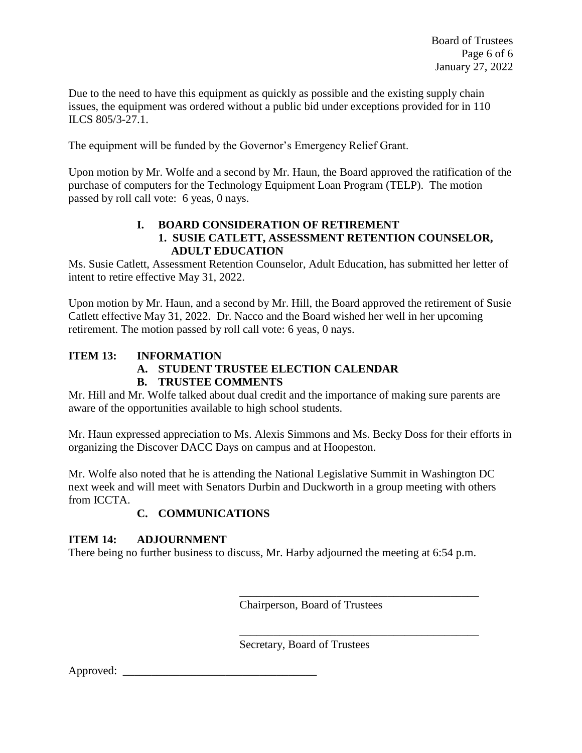Due to the need to have this equipment as quickly as possible and the existing supply chain issues, the equipment was ordered without a public bid under exceptions provided for in 110 ILCS 805/3-27.1.

The equipment will be funded by the Governor's Emergency Relief Grant.

Upon motion by Mr. Wolfe and a second by Mr. Haun, the Board approved the ratification of the purchase of computers for the Technology Equipment Loan Program (TELP). The motion passed by roll call vote: 6 yeas, 0 nays.

**I. BOARD CONSIDERATION OF RETIREMENT**

**1. SUSIE CATLETT, ASSESSMENT RETENTION COUNSELOR, ADULT EDUCATION**

Ms. Susie Catlett, Assessment Retention Counselor, Adult Education, has submitted her letter of intent to retire effective May 31, 2022.

Upon motion by Mr. Haun, and a second by Mr. Hill, the Board approved the retirement of Susie Catlett effective May 31, 2022. Dr. Nacco and the Board wished her well in her upcoming retirement. The motion passed by roll call vote: 6 yeas, 0 nays.

**ITEM 13: INFORMATION**

**A. STUDENT TRUSTEE ELECTION CALENDAR**

**B. TRUSTEE COMMENTS**

Mr. Hill and Mr. Wolfe talked about dual credit and the importance of making sure parents are aware of the opportunities available to high school students.

Mr. Haun expressed appreciation to Ms. Alexis Simmons and Ms. Becky Doss for their efforts in organizing the Discover DACC Days on campus and at Hoopeston.

Mr. Wolfe also noted that he is attending the National Legislative Summit in Washington DC next week and will meet with Senators Durbin and Duckworth in a group meeting with others from ICCTA.

**C. COMMUNICATIONS**

**ITEM 14: ADJOURNMENT**

There being no further business to discuss, Mr. Harby adjourned the meeting at 6:54 p.m.

\_\_\_\_\_\_\_\_\_\_\_\_\_\_\_\_\_\_\_\_\_\_\_\_\_\_\_\_\_\_\_\_\_\_\_\_\_\_\_\_\_\_\_

Chairperson, Board of Trustees

\_\_\_\_\_\_\_\_\_\_\_\_\_\_\_\_\_\_\_\_\_\_\_\_\_\_\_\_\_\_\_\_\_\_\_\_\_\_\_\_\_\_\_

Secretary, Board of Trustees

Approved: \_\_\_\_\_\_\_\_\_\_\_\_\_\_\_\_\_\_\_\_\_\_\_\_\_\_\_\_\_\_\_\_\_\_